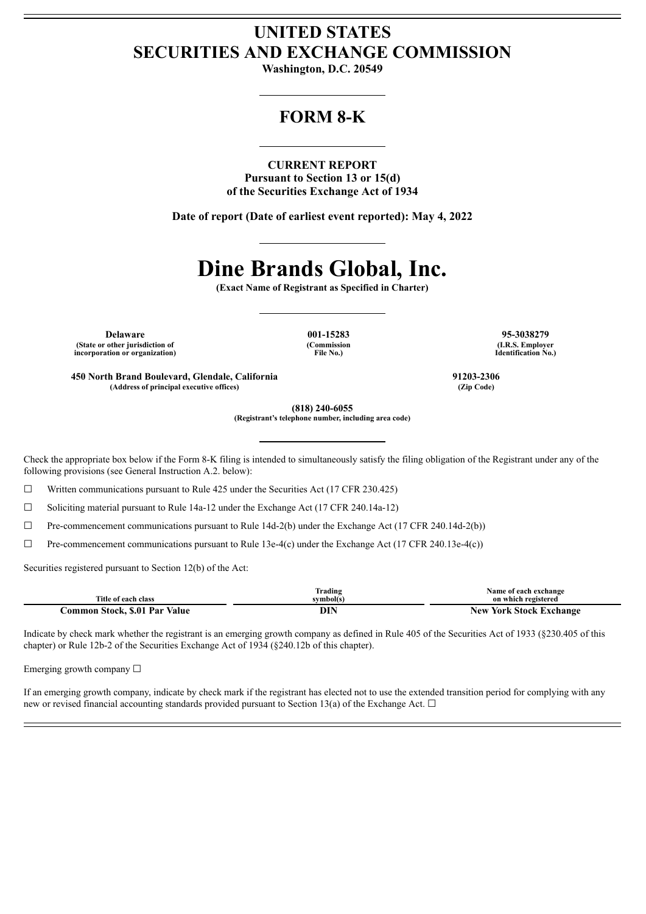# UNITED STATES
# SECURITIES AND EXCHANGE COMMISSION

**Washington, D.C. 20549**

## FORM 8-K

**CURRENT REPORT**
**Pursuant to Section 13 or 15(d)**
**of the Securities Exchange Act of 1934**

**Date of report (Date of earliest event reported): May 4, 2022**

# Dine Brands Global, Inc.

**(Exact Name of Registrant as Specified in Charter)**

| **Delaware** | **001-15283** | **95-3038279** |
|---|---|---|
| **(State or other jurisdiction of incorporation or organization)** | **(Commission File No.)** | **(I.R.S. Employer Identification No.)** |

| **450 North Brand Boulevard, Glendale, California** | **91203-2306** |
|---|---|
| **(Address of principal executive offices)** | **(Zip Code)** |

**(818) 240-6055**
**(Registrant's telephone number, including area code)**

Check the appropriate box below if the Form 8-K filing is intended to simultaneously satisfy the filing obligation of the Registrant under any of the following provisions (see General Instruction A.2. below):

☐ Written communications pursuant to Rule 425 under the Securities Act (17 CFR 230.425)

☐ Soliciting material pursuant to Rule 14a-12 under the Exchange Act (17 CFR 240.14a-12)

☐ Pre-commencement communications pursuant to Rule 14d-2(b) under the Exchange Act (17 CFR 240.14d-2(b))

☐ Pre-commencement communications pursuant to Rule 13e-4(c) under the Exchange Act (17 CFR 240.13e-4(c))

Securities registered pursuant to Section 12(b) of the Act:

| Title of each class | Trading symbol(s) | Name of each exchange on which registered |
|---|---|---|
| **Common Stock, $.01 Par Value** | **DIN** | **New York Stock Exchange** |

Indicate by check mark whether the registrant is an emerging growth company as defined in Rule 405 of the Securities Act of 1933 (§230.405 of this chapter) or Rule 12b-2 of the Securities Exchange Act of 1934 (§240.12b of this chapter).

Emerging growth company ☐

If an emerging growth company, indicate by check mark if the registrant has elected not to use the extended transition period for complying with any new or revised financial accounting standards provided pursuant to Section 13(a) of the Exchange Act. ☐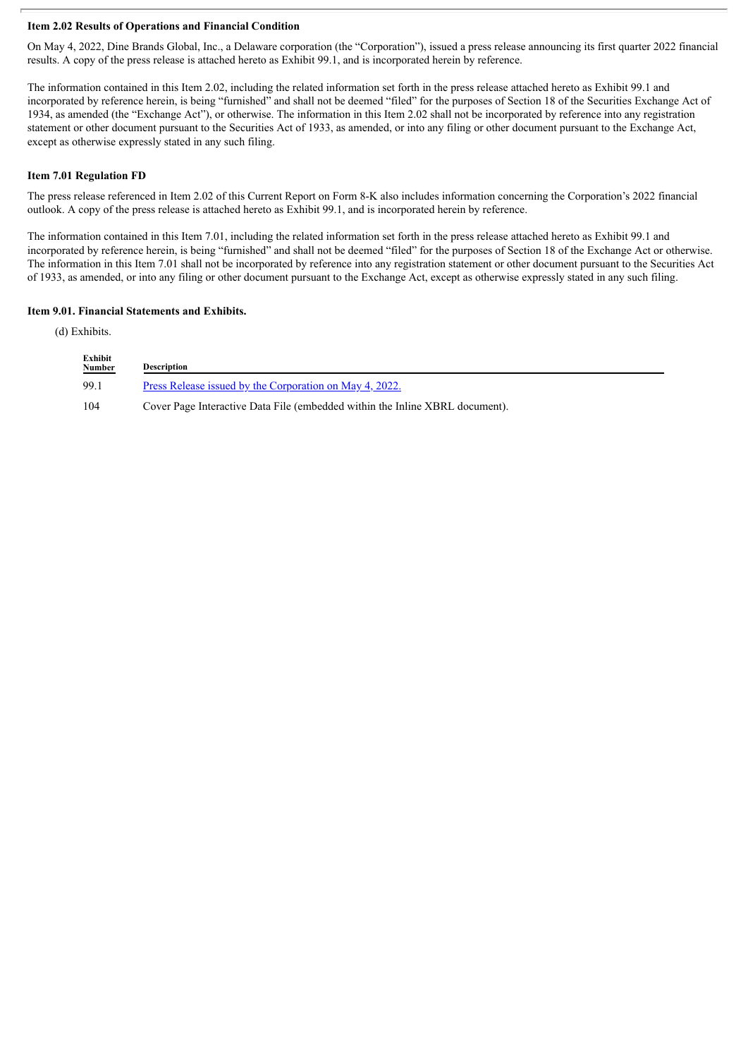### Item 2.02 Results of Operations and Financial Condition

On May 4, 2022, Dine Brands Global, Inc., a Delaware corporation (the "Corporation"), issued a press release announcing its first quarter 2022 financial results. A copy of the press release is attached hereto as Exhibit 99.1, and is incorporated herein by reference.

The information contained in this Item 2.02, including the related information set forth in the press release attached hereto as Exhibit 99.1 and incorporated by reference herein, is being "furnished" and shall not be deemed "filed" for the purposes of Section 18 of the Securities Exchange Act of 1934, as amended (the "Exchange Act"), or otherwise. The information in this Item 2.02 shall not be incorporated by reference into any registration statement or other document pursuant to the Securities Act of 1933, as amended, or into any filing or other document pursuant to the Exchange Act, except as otherwise expressly stated in any such filing.

### Item 7.01 Regulation FD

The press release referenced in Item 2.02 of this Current Report on Form 8-K also includes information concerning the Corporation's 2022 financial outlook. A copy of the press release is attached hereto as Exhibit 99.1, and is incorporated herein by reference.

The information contained in this Item 7.01, including the related information set forth in the press release attached hereto as Exhibit 99.1 and incorporated by reference herein, is being "furnished" and shall not be deemed "filed" for the purposes of Section 18 of the Exchange Act or otherwise. The information in this Item 7.01 shall not be incorporated by reference into any registration statement or other document pursuant to the Securities Act of 1933, as amended, or into any filing or other document pursuant to the Exchange Act, except as otherwise expressly stated in any such filing.

### Item 9.01. Financial Statements and Exhibits.

(d) Exhibits.

| Exhibit Number | Description |
|---|---|
| 99.1 | Press Release issued by the Corporation on May 4, 2022. |
| 104 | Cover Page Interactive Data File (embedded within the Inline XBRL document). |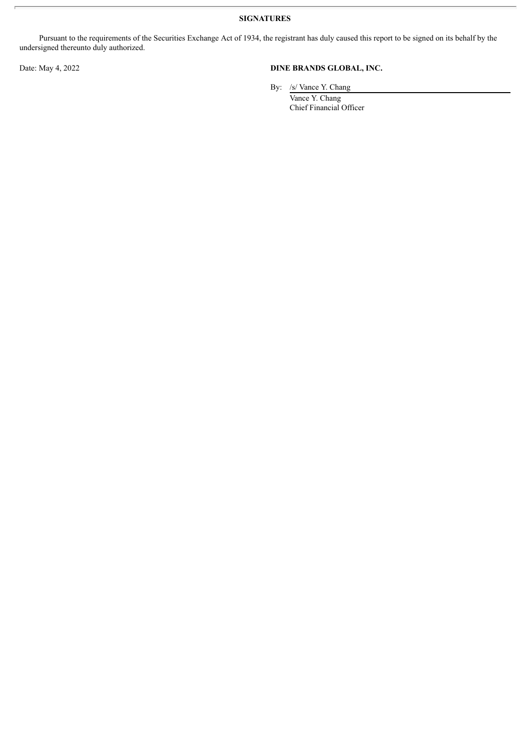**SIGNATURES**

Pursuant to the requirements of the Securities Exchange Act of 1934, the registrant has duly caused this report to be signed on its behalf by the undersigned thereunto duly authorized.

Date: May 4, 2022

**DINE BRANDS GLOBAL, INC.**

By: /s/ Vance Y. Chang

Vance Y. Chang

Chief Financial Officer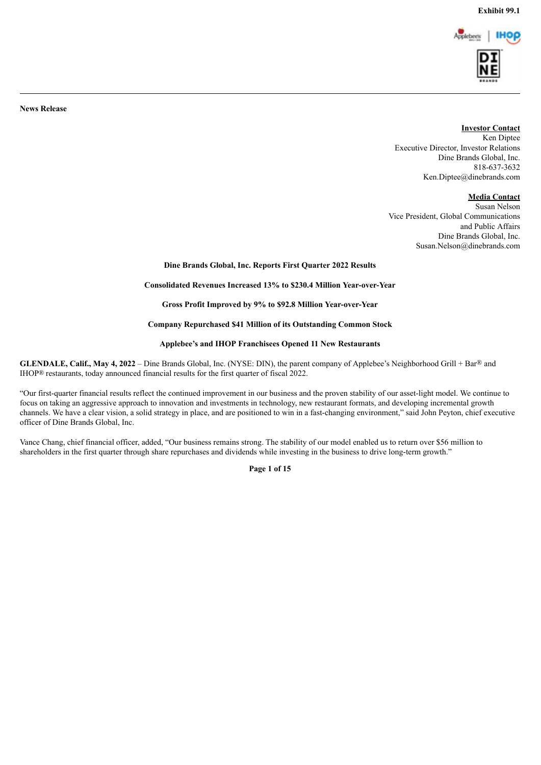Exhibit 99.1

**News Release**

**Investor Contact**
Ken Diptee
Executive Director, Investor Relations
Dine Brands Global, Inc.
818-637-3632
Ken.Diptee@dinebrands.com

**Media Contact**
Susan Nelson
Vice President, Global Communications
and Public Affairs
Dine Brands Global, Inc.
Susan.Nelson@dinebrands.com

**Dine Brands Global, Inc. Reports First Quarter 2022 Results**

**Consolidated Revenues Increased 13% to $230.4 Million Year-over-Year**

**Gross Profit Improved by 9% to $92.8 Million Year-over-Year**

**Company Repurchased $41 Million of its Outstanding Common Stock**

**Applebee's and IHOP Franchisees Opened 11 New Restaurants**

**GLENDALE, Calif., May 4, 2022** – Dine Brands Global, Inc. (NYSE: DIN), the parent company of Applebee's Neighborhood Grill + Bar® and IHOP® restaurants, today announced financial results for the first quarter of fiscal 2022.

"Our first-quarter financial results reflect the continued improvement in our business and the proven stability of our asset-light model. We continue to focus on taking an aggressive approach to innovation and investments in technology, new restaurant formats, and developing incremental growth channels. We have a clear vision, a solid strategy in place, and are positioned to win in a fast-changing environment," said John Peyton, chief executive officer of Dine Brands Global, Inc.

Vance Chang, chief financial officer, added, "Our business remains strong. The stability of our model enabled us to return over $56 million to shareholders in the first quarter through share repurchases and dividends while investing in the business to drive long-term growth."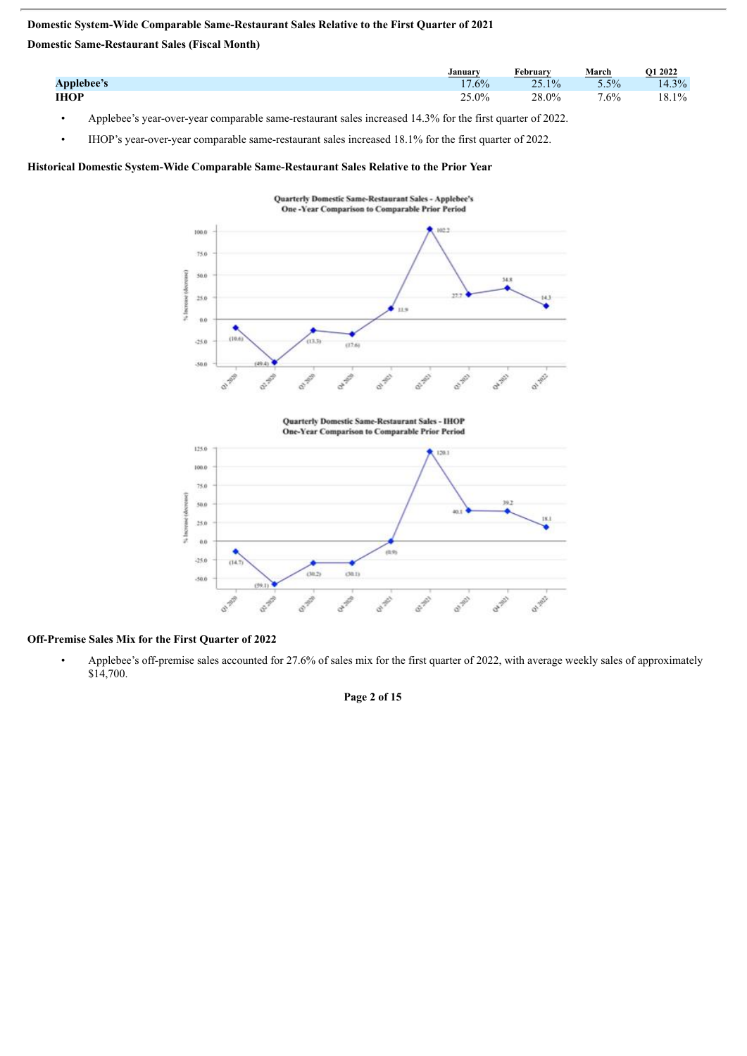**Domestic System-Wide Comparable Same-Restaurant Sales Relative to the First Quarter of 2021**

**Domestic Same-Restaurant Sales (Fiscal Month)**

| | January | February | March | Q1 2022 |
|---|---|---|---|---|
| **Applebee's** | 17.6% | 25.1% | 5.5% | 14.3% |
| **IHOP** | 25.0% | 28.0% | 7.6% | 18.1% |

- Applebee's year-over-year comparable same-restaurant sales increased 14.3% for the first quarter of 2022.
- IHOP's year-over-year comparable same-restaurant sales increased 18.1% for the first quarter of 2022.

**Historical Domestic System-Wide Comparable Same-Restaurant Sales Relative to the Prior Year**

**Quarterly Domestic Same-Restaurant Sales - Applebee's**
**One -Year Comparison to Comparable Prior Period**

| Quarter | % Increase (decrease) |
|---|---|
| Q1 2020 | (10.6) |
| Q2 2020 | (49.4) |
| Q3 2020 | (13.3) |
| Q4 2020 | (17.6) |
| Q1 2021 | 11.9 |
| Q2 2021 | 102.2 |
| Q3 2021 | 27.7 |
| Q4 2021 | 34.8 |
| Q1 2022 | 14.3 |

**Quarterly Domestic Same-Restaurant Sales - IHOP**
**One-Year Comparison to Comparable Prior Period**

| Quarter | % Increase (decrease) |
|---|---|
| Q1 2020 | (14.7) |
| Q2 2020 | (59.1) |
| Q3 2020 | (30.2) |
| Q4 2020 | (30.1) |
| Q1 2021 | (0.9) |
| Q2 2021 | 120.1 |
| Q3 2021 | 40.1 |
| Q4 2021 | 39.2 |
| Q1 2022 | 18.1 |

**Off-Premise Sales Mix for the First Quarter of 2022**

- Applebee's off-premise sales accounted for 27.6% of sales mix for the first quarter of 2022, with average weekly sales of approximately $14,700.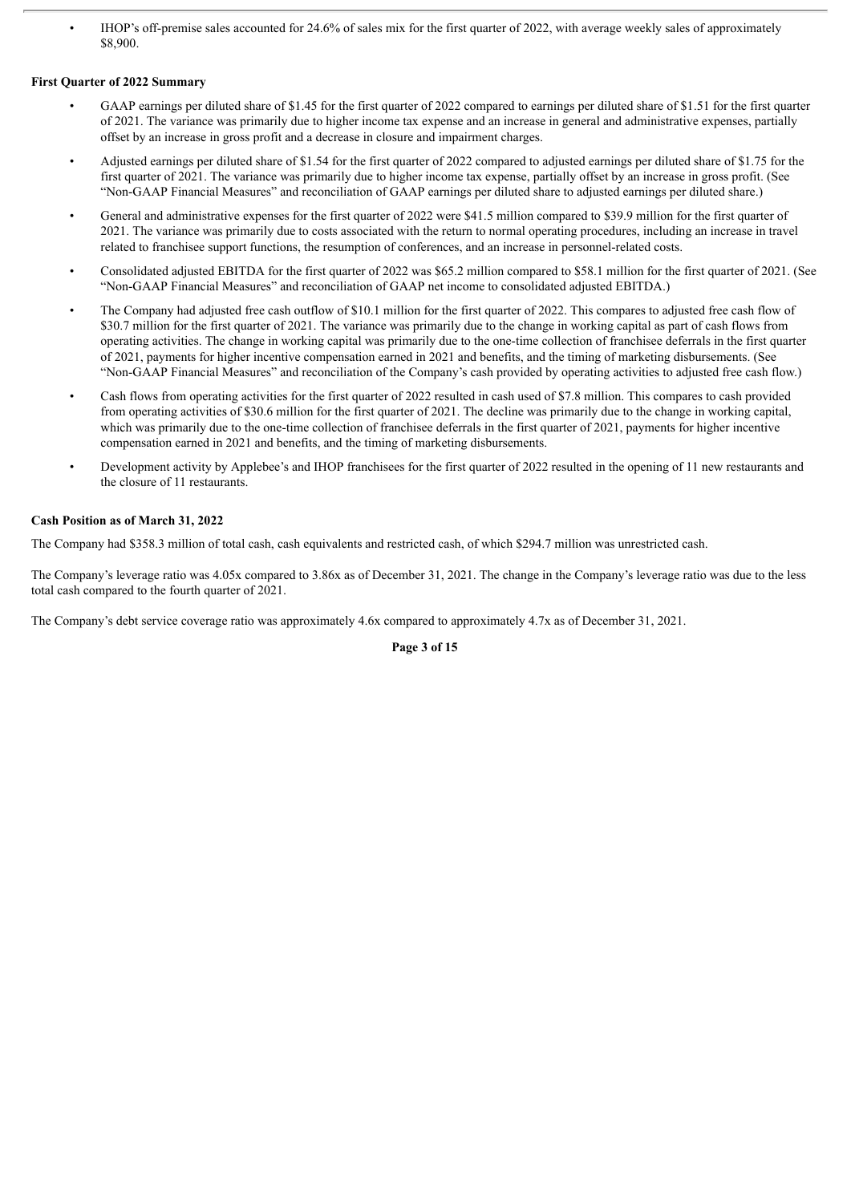- IHOP's off-premise sales accounted for 24.6% of sales mix for the first quarter of 2022, with average weekly sales of approximately $8,900.

**First Quarter of 2022 Summary**

- GAAP earnings per diluted share of $1.45 for the first quarter of 2022 compared to earnings per diluted share of $1.51 for the first quarter of 2021. The variance was primarily due to higher income tax expense and an increase in general and administrative expenses, partially offset by an increase in gross profit and a decrease in closure and impairment charges.
- Adjusted earnings per diluted share of $1.54 for the first quarter of 2022 compared to adjusted earnings per diluted share of $1.75 for the first quarter of 2021. The variance was primarily due to higher income tax expense, partially offset by an increase in gross profit. (See "Non-GAAP Financial Measures" and reconciliation of GAAP earnings per diluted share to adjusted earnings per diluted share.)
- General and administrative expenses for the first quarter of 2022 were $41.5 million compared to $39.9 million for the first quarter of 2021. The variance was primarily due to costs associated with the return to normal operating procedures, including an increase in travel related to franchisee support functions, the resumption of conferences, and an increase in personnel-related costs.
- Consolidated adjusted EBITDA for the first quarter of 2022 was $65.2 million compared to $58.1 million for the first quarter of 2021. (See "Non-GAAP Financial Measures" and reconciliation of GAAP net income to consolidated adjusted EBITDA.)
- The Company had adjusted free cash outflow of $10.1 million for the first quarter of 2022. This compares to adjusted free cash flow of $30.7 million for the first quarter of 2021. The variance was primarily due to the change in working capital as part of cash flows from operating activities. The change in working capital was primarily due to the one-time collection of franchisee deferrals in the first quarter of 2021, payments for higher incentive compensation earned in 2021 and benefits, and the timing of marketing disbursements. (See "Non-GAAP Financial Measures" and reconciliation of the Company's cash provided by operating activities to adjusted free cash flow.)
- Cash flows from operating activities for the first quarter of 2022 resulted in cash used of $7.8 million. This compares to cash provided from operating activities of $30.6 million for the first quarter of 2021. The decline was primarily due to the change in working capital, which was primarily due to the one-time collection of franchisee deferrals in the first quarter of 2021, payments for higher incentive compensation earned in 2021 and benefits, and the timing of marketing disbursements.
- Development activity by Applebee's and IHOP franchisees for the first quarter of 2022 resulted in the opening of 11 new restaurants and the closure of 11 restaurants.

**Cash Position as of March 31, 2022**

The Company had $358.3 million of total cash, cash equivalents and restricted cash, of which $294.7 million was unrestricted cash.

The Company's leverage ratio was 4.05x compared to 3.86x as of December 31, 2021. The change in the Company's leverage ratio was due to the less total cash compared to the fourth quarter of 2021.

The Company's debt service coverage ratio was approximately 4.6x compared to approximately 4.7x as of December 31, 2021.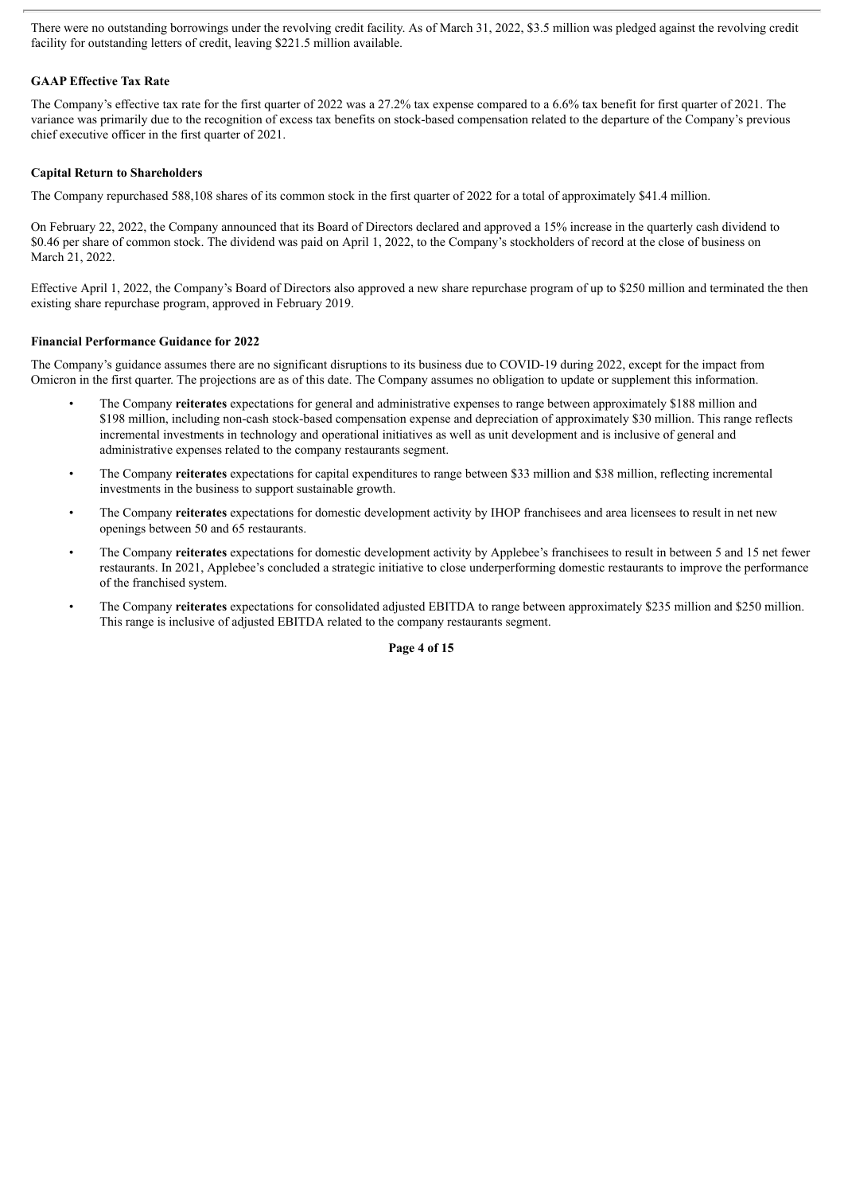There were no outstanding borrowings under the revolving credit facility. As of March 31, 2022, $3.5 million was pledged against the revolving credit facility for outstanding letters of credit, leaving $221.5 million available.

**GAAP Effective Tax Rate**

The Company's effective tax rate for the first quarter of 2022 was a 27.2% tax expense compared to a 6.6% tax benefit for first quarter of 2021. The variance was primarily due to the recognition of excess tax benefits on stock-based compensation related to the departure of the Company's previous chief executive officer in the first quarter of 2021.

**Capital Return to Shareholders**

The Company repurchased 588,108 shares of its common stock in the first quarter of 2022 for a total of approximately $41.4 million.

On February 22, 2022, the Company announced that its Board of Directors declared and approved a 15% increase in the quarterly cash dividend to $0.46 per share of common stock. The dividend was paid on April 1, 2022, to the Company's stockholders of record at the close of business on March 21, 2022.

Effective April 1, 2022, the Company's Board of Directors also approved a new share repurchase program of up to $250 million and terminated the then existing share repurchase program, approved in February 2019.

**Financial Performance Guidance for 2022**

The Company's guidance assumes there are no significant disruptions to its business due to COVID-19 during 2022, except for the impact from Omicron in the first quarter. The projections are as of this date. The Company assumes no obligation to update or supplement this information.

- The Company **reiterates** expectations for general and administrative expenses to range between approximately $188 million and $198 million, including non-cash stock-based compensation expense and depreciation of approximately $30 million. This range reflects incremental investments in technology and operational initiatives as well as unit development and is inclusive of general and administrative expenses related to the company restaurants segment.
- The Company **reiterates** expectations for capital expenditures to range between $33 million and $38 million, reflecting incremental investments in the business to support sustainable growth.
- The Company **reiterates** expectations for domestic development activity by IHOP franchisees and area licensees to result in net new openings between 50 and 65 restaurants.
- The Company **reiterates** expectations for domestic development activity by Applebee's franchisees to result in between 5 and 15 net fewer restaurants. In 2021, Applebee's concluded a strategic initiative to close underperforming domestic restaurants to improve the performance of the franchised system.
- The Company **reiterates** expectations for consolidated adjusted EBITDA to range between approximately $235 million and $250 million. This range is inclusive of adjusted EBITDA related to the company restaurants segment.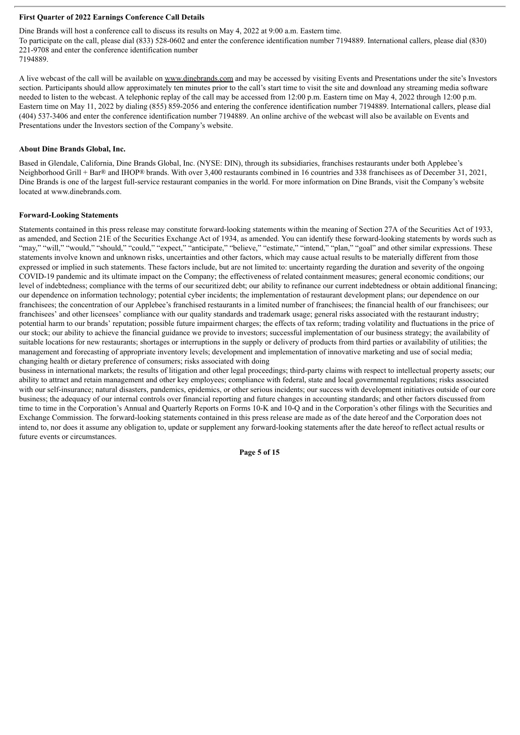**First Quarter of 2022 Earnings Conference Call Details**

Dine Brands will host a conference call to discuss its results on May 4, 2022 at 9:00 a.m. Eastern time.
To participate on the call, please dial (833) 528-0602 and enter the conference identification number 7194889. International callers, please dial (830) 221-9708 and enter the conference identification number 7194889.

A live webcast of the call will be available on www.dinebrands.com and may be accessed by visiting Events and Presentations under the site's Investors section. Participants should allow approximately ten minutes prior to the call's start time to visit the site and download any streaming media software needed to listen to the webcast. A telephonic replay of the call may be accessed from 12:00 p.m. Eastern time on May 4, 2022 through 12:00 p.m. Eastern time on May 11, 2022 by dialing (855) 859-2056 and entering the conference identification number 7194889. International callers, please dial (404) 537-3406 and enter the conference identification number 7194889. An online archive of the webcast will also be available on Events and Presentations under the Investors section of the Company's website.

**About Dine Brands Global, Inc.**

Based in Glendale, California, Dine Brands Global, Inc. (NYSE: DIN), through its subsidiaries, franchises restaurants under both Applebee's Neighborhood Grill + Bar® and IHOP® brands. With over 3,400 restaurants combined in 16 countries and 338 franchisees as of December 31, 2021, Dine Brands is one of the largest full-service restaurant companies in the world. For more information on Dine Brands, visit the Company's website located at www.dinebrands.com.

**Forward-Looking Statements**

Statements contained in this press release may constitute forward-looking statements within the meaning of Section 27A of the Securities Act of 1933, as amended, and Section 21E of the Securities Exchange Act of 1934, as amended. You can identify these forward-looking statements by words such as "may," "will," "would," "should," "could," "expect," "anticipate," "believe," "estimate," "intend," "plan," "goal" and other similar expressions. These statements involve known and unknown risks, uncertainties and other factors, which may cause actual results to be materially different from those expressed or implied in such statements. These factors include, but are not limited to: uncertainty regarding the duration and severity of the ongoing COVID-19 pandemic and its ultimate impact on the Company; the effectiveness of related containment measures; general economic conditions; our level of indebtedness; compliance with the terms of our securitized debt; our ability to refinance our current indebtedness or obtain additional financing; our dependence on information technology; potential cyber incidents; the implementation of restaurant development plans; our dependence on our franchisees; the concentration of our Applebee's franchised restaurants in a limited number of franchisees; the financial health of our franchisees; our franchisees' and other licensees' compliance with our quality standards and trademark usage; general risks associated with the restaurant industry; potential harm to our brands' reputation; possible future impairment charges; the effects of tax reform; trading volatility and fluctuations in the price of our stock; our ability to achieve the financial guidance we provide to investors; successful implementation of our business strategy; the availability of suitable locations for new restaurants; shortages or interruptions in the supply or delivery of products from third parties or availability of utilities; the management and forecasting of appropriate inventory levels; development and implementation of innovative marketing and use of social media; changing health or dietary preference of consumers; risks associated with doing business in international markets; the results of litigation and other legal proceedings; third-party claims with respect to intellectual property assets; our ability to attract and retain management and other key employees; compliance with federal, state and local governmental regulations; risks associated with our self-insurance; natural disasters, pandemics, epidemics, or other serious incidents; our success with development initiatives outside of our core business; the adequacy of our internal controls over financial reporting and future changes in accounting standards; and other factors discussed from time to time in the Corporation's Annual and Quarterly Reports on Forms 10-K and 10-Q and in the Corporation's other filings with the Securities and Exchange Commission. The forward-looking statements contained in this press release are made as of the date hereof and the Corporation does not intend to, nor does it assume any obligation to, update or supplement any forward-looking statements after the date hereof to reflect actual results or future events or circumstances.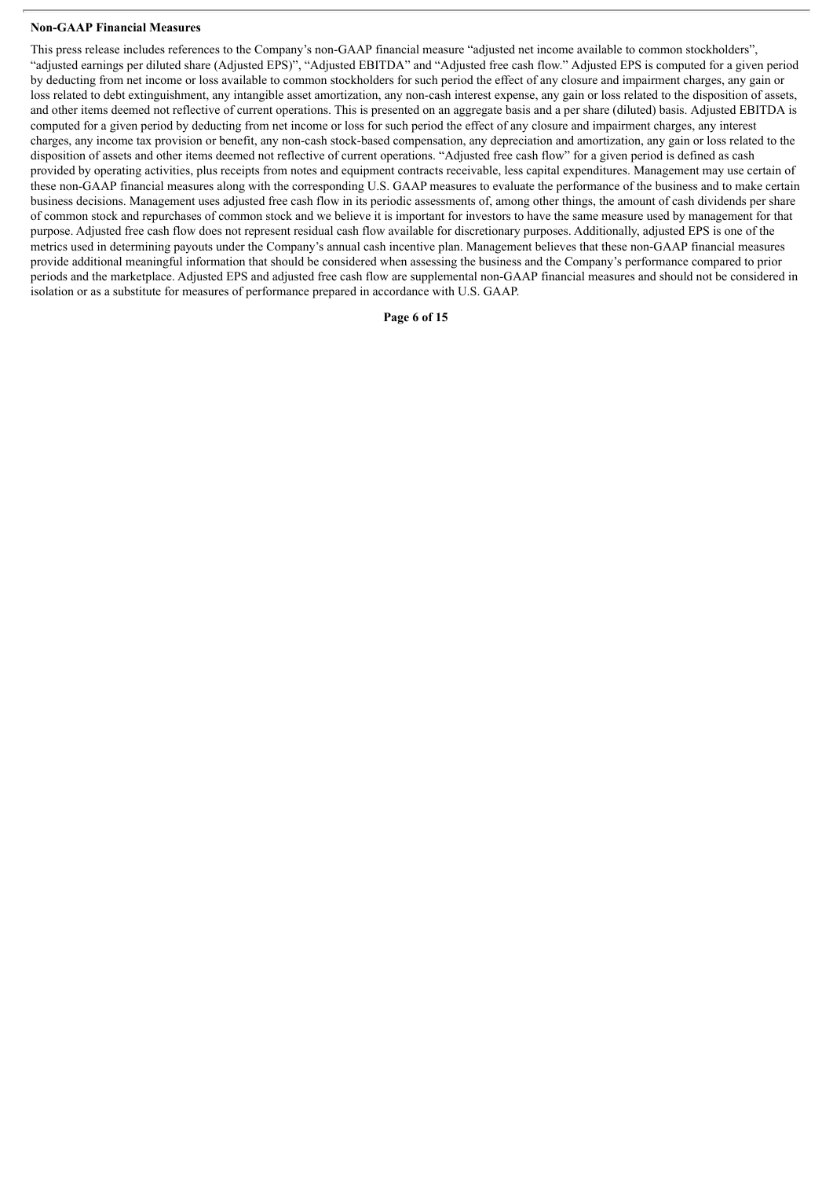**Non-GAAP Financial Measures**

This press release includes references to the Company's non-GAAP financial measure "adjusted net income available to common stockholders", "adjusted earnings per diluted share (Adjusted EPS)", "Adjusted EBITDA" and "Adjusted free cash flow." Adjusted EPS is computed for a given period by deducting from net income or loss available to common stockholders for such period the effect of any closure and impairment charges, any gain or loss related to debt extinguishment, any intangible asset amortization, any non-cash interest expense, any gain or loss related to the disposition of assets, and other items deemed not reflective of current operations. This is presented on an aggregate basis and a per share (diluted) basis. Adjusted EBITDA is computed for a given period by deducting from net income or loss for such period the effect of any closure and impairment charges, any interest charges, any income tax provision or benefit, any non-cash stock-based compensation, any depreciation and amortization, any gain or loss related to the disposition of assets and other items deemed not reflective of current operations. "Adjusted free cash flow" for a given period is defined as cash provided by operating activities, plus receipts from notes and equipment contracts receivable, less capital expenditures. Management may use certain of these non-GAAP financial measures along with the corresponding U.S. GAAP measures to evaluate the performance of the business and to make certain business decisions. Management uses adjusted free cash flow in its periodic assessments of, among other things, the amount of cash dividends per share of common stock and repurchases of common stock and we believe it is important for investors to have the same measure used by management for that purpose. Adjusted free cash flow does not represent residual cash flow available for discretionary purposes. Additionally, adjusted EPS is one of the metrics used in determining payouts under the Company's annual cash incentive plan. Management believes that these non-GAAP financial measures provide additional meaningful information that should be considered when assessing the business and the Company's performance compared to prior periods and the marketplace. Adjusted EPS and adjusted free cash flow are supplemental non-GAAP financial measures and should not be considered in isolation or as a substitute for measures of performance prepared in accordance with U.S. GAAP.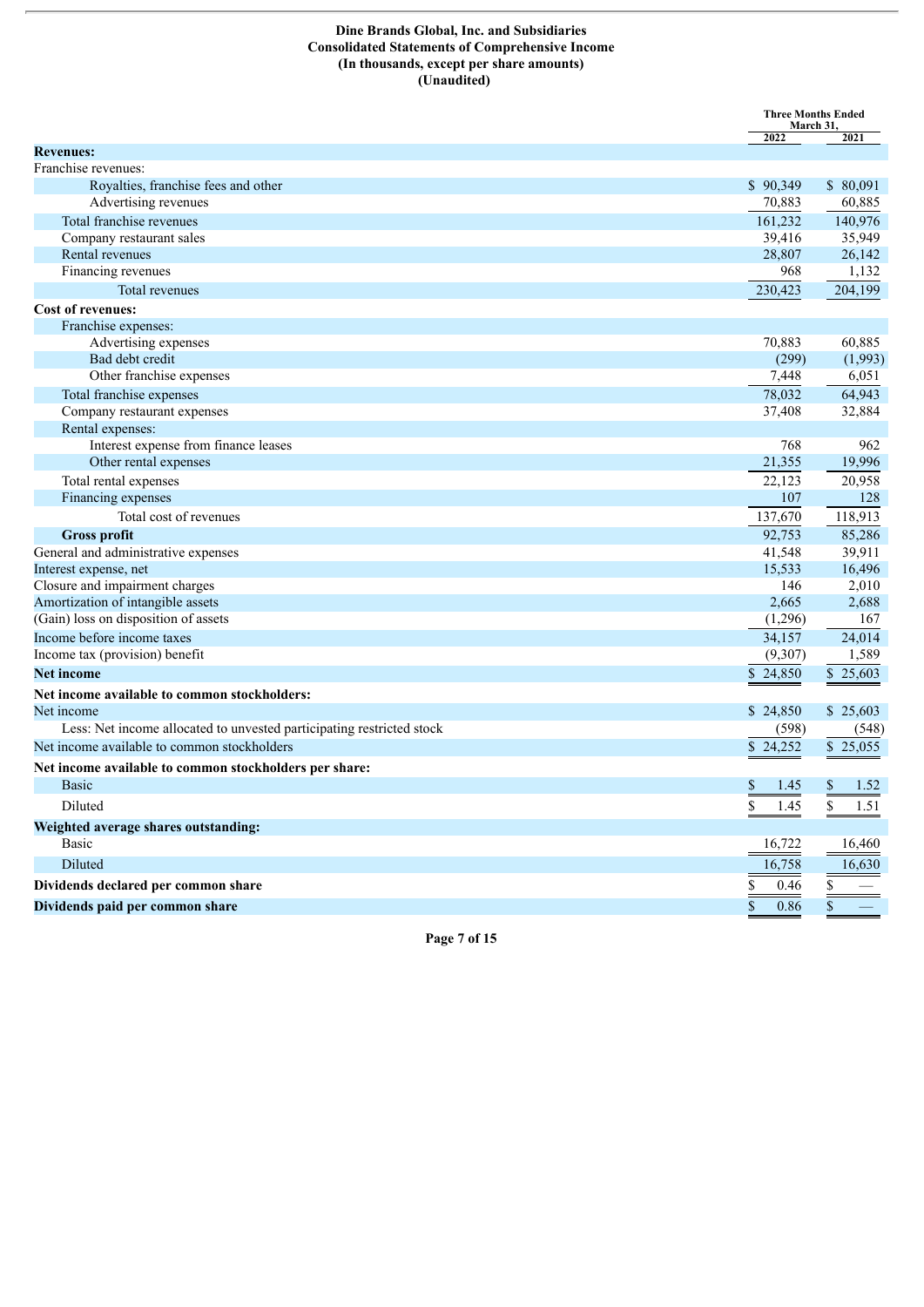**Dine Brands Global, Inc. and Subsidiaries**
**Consolidated Statements of Comprehensive Income**
**(In thousands, except per share amounts)**
**(Unaudited)**

| | Three Months Ended March 31, | |
|---|---|---|
| | 2022 | 2021 |
| **Revenues:** | | |
| Franchise revenues: | | |
| Royalties, franchise fees and other | $ 90,349 | $ 80,091 |
| Advertising revenues | 70,883 | 60,885 |
| Total franchise revenues | 161,232 | 140,976 |
| Company restaurant sales | 39,416 | 35,949 |
| Rental revenues | 28,807 | 26,142 |
| Financing revenues | 968 | 1,132 |
| Total revenues | 230,423 | 204,199 |
| **Cost of revenues:** | | |
| Franchise expenses: | | |
| Advertising expenses | 70,883 | 60,885 |
| Bad debt credit | (299) | (1,993) |
| Other franchise expenses | 7,448 | 6,051 |
| Total franchise expenses | 78,032 | 64,943 |
| Company restaurant expenses | 37,408 | 32,884 |
| Rental expenses: | | |
| Interest expense from finance leases | 768 | 962 |
| Other rental expenses | 21,355 | 19,996 |
| Total rental expenses | 22,123 | 20,958 |
| Financing expenses | 107 | 128 |
| Total cost of revenues | 137,670 | 118,913 |
| **Gross profit** | 92,753 | 85,286 |
| General and administrative expenses | 41,548 | 39,911 |
| Interest expense, net | 15,533 | 16,496 |
| Closure and impairment charges | 146 | 2,010 |
| Amortization of intangible assets | 2,665 | 2,688 |
| (Gain) loss on disposition of assets | (1,296) | 167 |
| Income before income taxes | 34,157 | 24,014 |
| Income tax (provision) benefit | (9,307) | 1,589 |
| **Net income** | $ 24,850 | $ 25,603 |
| **Net income available to common stockholders:** | | |
| Net income | $ 24,850 | $ 25,603 |
| Less: Net income allocated to unvested participating restricted stock | (598) | (548) |
| Net income available to common stockholders | $ 24,252 | $ 25,055 |
| **Net income available to common stockholders per share:** | | |
| Basic | $ 1.45 | $ 1.52 |
| Diluted | $ 1.45 | $ 1.51 |
| **Weighted average shares outstanding:** | | |
| Basic | 16,722 | 16,460 |
| Diluted | 16,758 | 16,630 |
| **Dividends declared per common share** | $ 0.46 | $ — |
| **Dividends paid per common share** | $ 0.86 | $ — |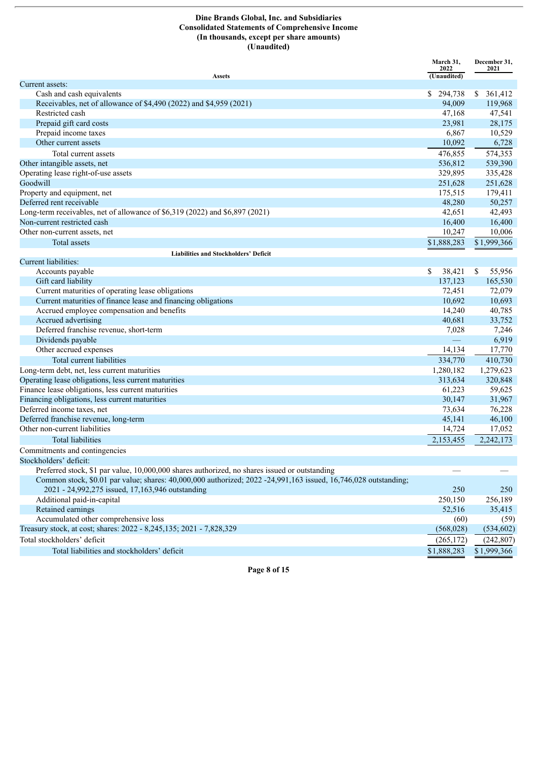**Dine Brands Global, Inc. and Subsidiaries**
**Consolidated Statements of Comprehensive Income**
**(In thousands, except per share amounts)**
**(Unaudited)**

| Assets | March 31, 2022 (Unaudited) | December 31, 2021 |
|---|---|---|
| Current assets: | | |
| Cash and cash equivalents | $ 294,738 | $ 361,412 |
| Receivables, net of allowance of $4,490 (2022) and $4,959 (2021) | 94,009 | 119,968 |
| Restricted cash | 47,168 | 47,541 |
| Prepaid gift card costs | 23,981 | 28,175 |
| Prepaid income taxes | 6,867 | 10,529 |
| Other current assets | 10,092 | 6,728 |
| Total current assets | 476,855 | 574,353 |
| Other intangible assets, net | 536,812 | 539,390 |
| Operating lease right-of-use assets | 329,895 | 335,428 |
| Goodwill | 251,628 | 251,628 |
| Property and equipment, net | 175,515 | 179,411 |
| Deferred rent receivable | 48,280 | 50,257 |
| Long-term receivables, net of allowance of $6,319 (2022) and $6,897 (2021) | 42,651 | 42,493 |
| Non-current restricted cash | 16,400 | 16,400 |
| Other non-current assets, net | 10,247 | 10,006 |
| Total assets | $1,888,283 | $1,999,366 |
| **Liabilities and Stockholders' Deficit** | | |
| Current liabilities: | | |
| Accounts payable | $ 38,421 | $ 55,956 |
| Gift card liability | 137,123 | 165,530 |
| Current maturities of operating lease obligations | 72,451 | 72,079 |
| Current maturities of finance lease and financing obligations | 10,692 | 10,693 |
| Accrued employee compensation and benefits | 14,240 | 40,785 |
| Accrued advertising | 40,681 | 33,752 |
| Deferred franchise revenue, short-term | 7,028 | 7,246 |
| Dividends payable | — | 6,919 |
| Other accrued expenses | 14,134 | 17,770 |
| Total current liabilities | 334,770 | 410,730 |
| Long-term debt, net, less current maturities | 1,280,182 | 1,279,623 |
| Operating lease obligations, less current maturities | 313,634 | 320,848 |
| Finance lease obligations, less current maturities | 61,223 | 59,625 |
| Financing obligations, less current maturities | 30,147 | 31,967 |
| Deferred income taxes, net | 73,634 | 76,228 |
| Deferred franchise revenue, long-term | 45,141 | 46,100 |
| Other non-current liabilities | 14,724 | 17,052 |
| Total liabilities | 2,153,455 | 2,242,173 |
| Commitments and contingencies | | |
| Stockholders' deficit: | | |
| Preferred stock, $1 par value, 10,000,000 shares authorized, no shares issued or outstanding | — | — |
| Common stock, $0.01 par value; shares: 40,000,000 authorized; 2022 -24,991,163 issued, 16,746,028 outstanding; 2021 - 24,992,275 issued, 17,163,946 outstanding | 250 | 250 |
| Additional paid-in-capital | 250,150 | 256,189 |
| Retained earnings | 52,516 | 35,415 |
| Accumulated other comprehensive loss | (60) | (59) |
| Treasury stock, at cost; shares: 2022 - 8,245,135; 2021 - 7,828,329 | (568,028) | (534,602) |
| Total stockholders' deficit | (265,172) | (242,807) |
| Total liabilities and stockholders' deficit | $1,888,283 | $1,999,366 |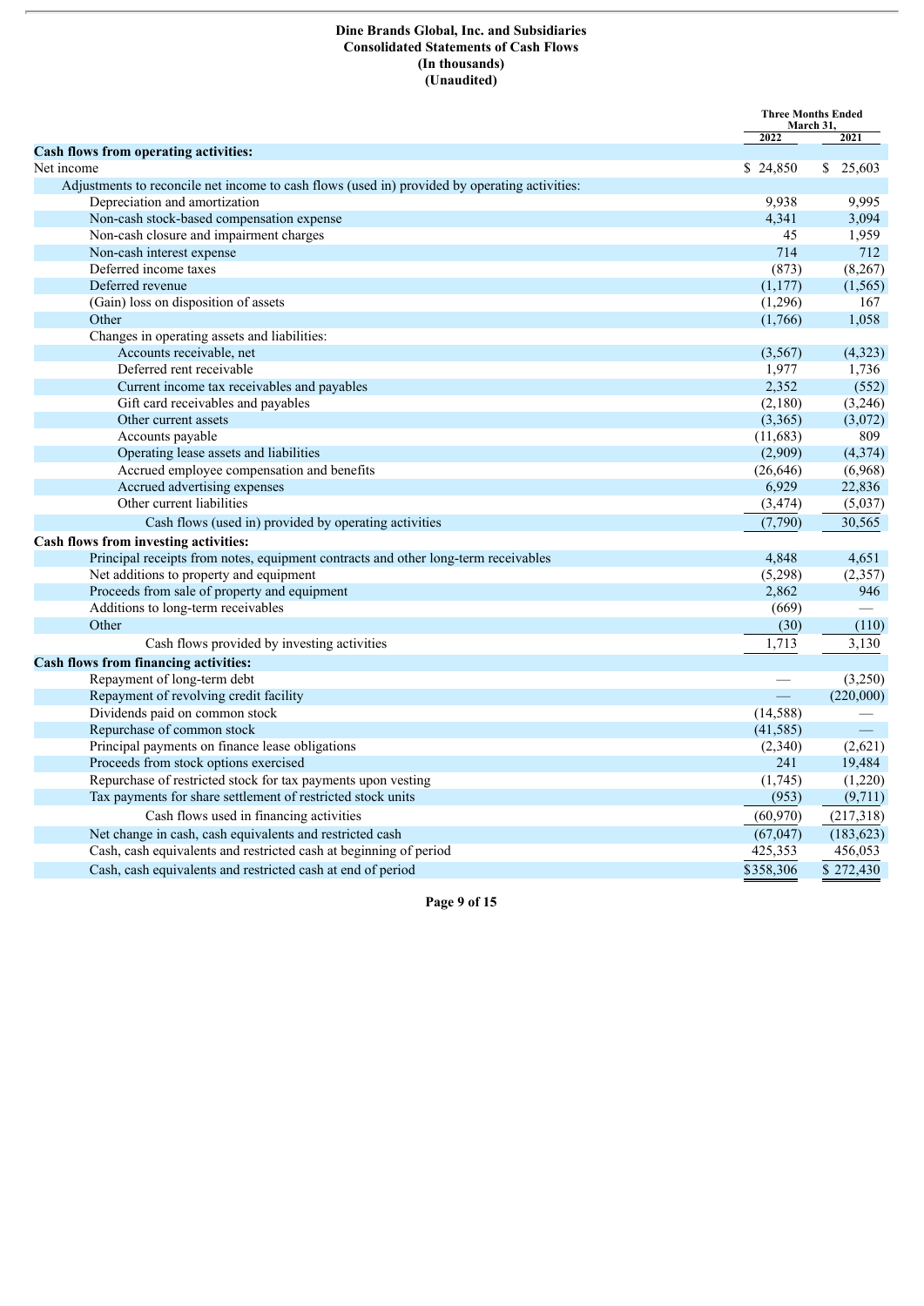**Dine Brands Global, Inc. and Subsidiaries**
**Consolidated Statements of Cash Flows**
**(In thousands)**
**(Unaudited)**

| | Three Months Ended March 31, | |
|---|---|---|
| | **2022** | **2021** |
| **Cash flows from operating activities:** | | |
| Net income | $ 24,850 | $ 25,603 |
| Adjustments to reconcile net income to cash flows (used in) provided by operating activities: | | |
| Depreciation and amortization | 9,938 | 9,995 |
| Non-cash stock-based compensation expense | 4,341 | 3,094 |
| Non-cash closure and impairment charges | 45 | 1,959 |
| Non-cash interest expense | 714 | 712 |
| Deferred income taxes | (873) | (8,267) |
| Deferred revenue | (1,177) | (1,565) |
| (Gain) loss on disposition of assets | (1,296) | 167 |
| Other | (1,766) | 1,058 |
| Changes in operating assets and liabilities: | | |
| Accounts receivable, net | (3,567) | (4,323) |
| Deferred rent receivable | 1,977 | 1,736 |
| Current income tax receivables and payables | 2,352 | (552) |
| Gift card receivables and payables | (2,180) | (3,246) |
| Other current assets | (3,365) | (3,072) |
| Accounts payable | (11,683) | 809 |
| Operating lease assets and liabilities | (2,909) | (4,374) |
| Accrued employee compensation and benefits | (26,646) | (6,968) |
| Accrued advertising expenses | 6,929 | 22,836 |
| Other current liabilities | (3,474) | (5,037) |
| Cash flows (used in) provided by operating activities | (7,790) | 30,565 |
| **Cash flows from investing activities:** | | |
| Principal receipts from notes, equipment contracts and other long-term receivables | 4,848 | 4,651 |
| Net additions to property and equipment | (5,298) | (2,357) |
| Proceeds from sale of property and equipment | 2,862 | 946 |
| Additions to long-term receivables | (669) | — |
| Other | (30) | (110) |
| Cash flows provided by investing activities | 1,713 | 3,130 |
| **Cash flows from financing activities:** | | |
| Repayment of long-term debt | — | (3,250) |
| Repayment of revolving credit facility | — | (220,000) |
| Dividends paid on common stock | (14,588) | — |
| Repurchase of common stock | (41,585) | — |
| Principal payments on finance lease obligations | (2,340) | (2,621) |
| Proceeds from stock options exercised | 241 | 19,484 |
| Repurchase of restricted stock for tax payments upon vesting | (1,745) | (1,220) |
| Tax payments for share settlement of restricted stock units | (953) | (9,711) |
| Cash flows used in financing activities | (60,970) | (217,318) |
| Net change in cash, cash equivalents and restricted cash | (67,047) | (183,623) |
| Cash, cash equivalents and restricted cash at beginning of period | 425,353 | 456,053 |
| Cash, cash equivalents and restricted cash at end of period | $358,306 | $ 272,430 |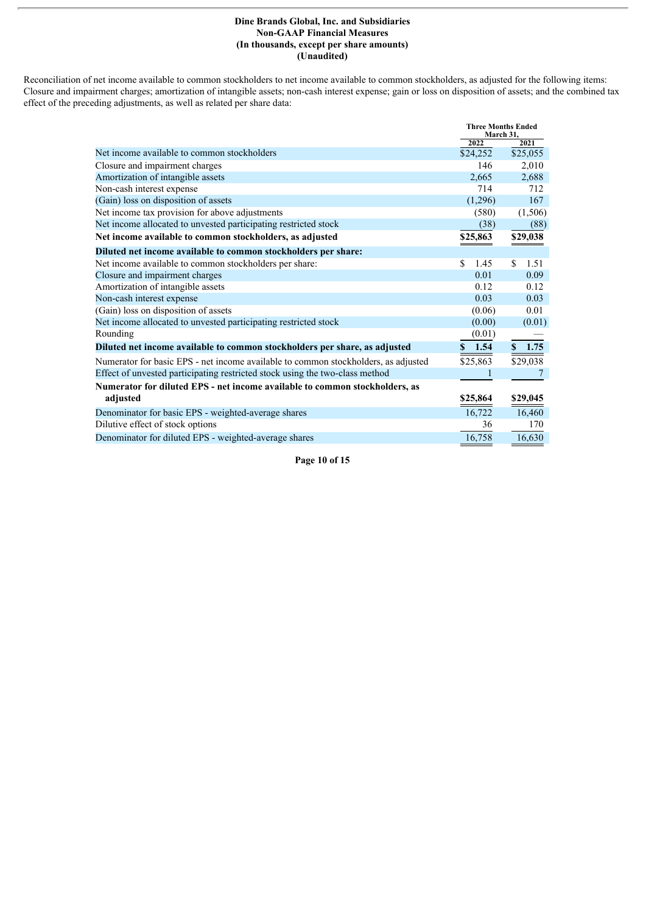**Dine Brands Global, Inc. and Subsidiaries**
**Non-GAAP Financial Measures**
**(In thousands, except per share amounts)**
**(Unaudited)**

Reconciliation of net income available to common stockholders to net income available to common stockholders, as adjusted for the following items: Closure and impairment charges; amortization of intangible assets; non-cash interest expense; gain or loss on disposition of assets; and the combined tax effect of the preceding adjustments, as well as related per share data:

| | Three Months Ended March 31, | |
|---|---|---|
| | 2022 | 2021 |
| Net income available to common stockholders | $24,252 | $25,055 |
| Closure and impairment charges | 146 | 2,010 |
| Amortization of intangible assets | 2,665 | 2,688 |
| Non-cash interest expense | 714 | 712 |
| (Gain) loss on disposition of assets | (1,296) | 167 |
| Net income tax provision for above adjustments | (580) | (1,506) |
| Net income allocated to unvested participating restricted stock | (38) | (88) |
| **Net income available to common stockholders, as adjusted** | **$25,863** | **$29,038** |
| **Diluted net income available to common stockholders per share:** | | |
| Net income available to common stockholders per share: | $ 1.45 | $ 1.51 |
| Closure and impairment charges | 0.01 | 0.09 |
| Amortization of intangible assets | 0.12 | 0.12 |
| Non-cash interest expense | 0.03 | 0.03 |
| (Gain) loss on disposition of assets | (0.06) | 0.01 |
| Net income allocated to unvested participating restricted stock | (0.00) | (0.01) |
| Rounding | (0.01) | — |
| **Diluted net income available to common stockholders per share, as adjusted** | **$ 1.54** | **$ 1.75** |
| Numerator for basic EPS - net income available to common stockholders, as adjusted | $25,863 | $29,038 |
| Effect of unvested participating restricted stock using the two-class method | 1 | 7 |
| **Numerator for diluted EPS - net income available to common stockholders, as adjusted** | **$25,864** | **$29,045** |
| Denominator for basic EPS - weighted-average shares | 16,722 | 16,460 |
| Dilutive effect of stock options | 36 | 170 |
| Denominator for diluted EPS - weighted-average shares | 16,758 | 16,630 |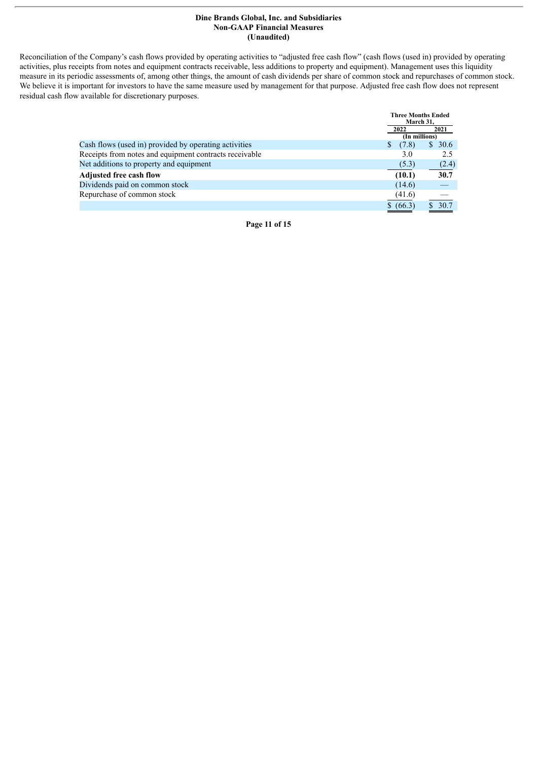**Dine Brands Global, Inc. and Subsidiaries**
**Non-GAAP Financial Measures**
**(Unaudited)**

Reconciliation of the Company's cash flows provided by operating activities to "adjusted free cash flow" (cash flows (used in) provided by operating activities, plus receipts from notes and equipment contracts receivable, less additions to property and equipment). Management uses this liquidity measure in its periodic assessments of, among other things, the amount of cash dividends per share of common stock and repurchases of common stock. We believe it is important for investors to have the same measure used by management for that purpose. Adjusted free cash flow does not represent residual cash flow available for discretionary purposes.

| | Three Months Ended March 31, | |
|---|---|---|
| | 2022 | 2021 |
| | (In millions) | |
| Cash flows (used in) provided by operating activities | $ (7.8) | $ 30.6 |
| Receipts from notes and equipment contracts receivable | 3.0 | 2.5 |
| Net additions to property and equipment | (5.3) | (2.4) |
| **Adjusted free cash flow** | **(10.1)** | **30.7** |
| Dividends paid on common stock | (14.6) | — |
| Repurchase of common stock | (41.6) | — |
| | $ (66.3) | $ 30.7 |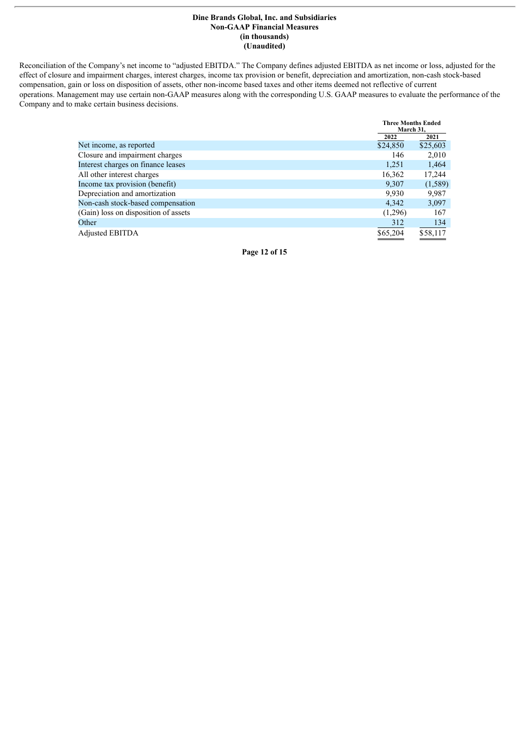**Dine Brands Global, Inc. and Subsidiaries**
**Non-GAAP Financial Measures**
**(in thousands)**
**(Unaudited)**

Reconciliation of the Company's net income to "adjusted EBITDA." The Company defines adjusted EBITDA as net income or loss, adjusted for the effect of closure and impairment charges, interest charges, income tax provision or benefit, depreciation and amortization, non-cash stock-based compensation, gain or loss on disposition of assets, other non-income based taxes and other items deemed not reflective of current operations. Management may use certain non-GAAP measures along with the corresponding U.S. GAAP measures to evaluate the performance of the Company and to make certain business decisions.

| | Three Months Ended March 31, | |
|---|---|---|
| | 2022 | 2021 |
| Net income, as reported | $24,850 | $25,603 |
| Closure and impairment charges | 146 | 2,010 |
| Interest charges on finance leases | 1,251 | 1,464 |
| All other interest charges | 16,362 | 17,244 |
| Income tax provision (benefit) | 9,307 | (1,589) |
| Depreciation and amortization | 9,930 | 9,987 |
| Non-cash stock-based compensation | 4,342 | 3,097 |
| (Gain) loss on disposition of assets | (1,296) | 167 |
| Other | 312 | 134 |
| Adjusted EBITDA | $65,204 | $58,117 |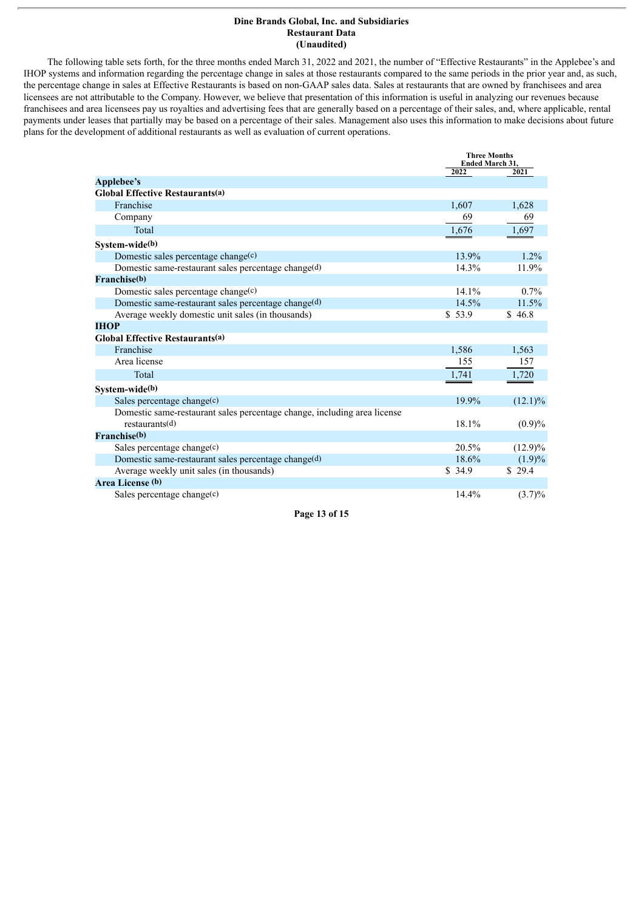**Dine Brands Global, Inc. and Subsidiaries**
**Restaurant Data**
**(Unaudited)**

The following table sets forth, for the three months ended March 31, 2022 and 2021, the number of "Effective Restaurants" in the Applebee's and IHOP systems and information regarding the percentage change in sales at those restaurants compared to the same periods in the prior year and, as such, the percentage change in sales at Effective Restaurants is based on non-GAAP sales data. Sales at restaurants that are owned by franchisees and area licensees are not attributable to the Company. However, we believe that presentation of this information is useful in analyzing our revenues because franchisees and area licensees pay us royalties and advertising fees that are generally based on a percentage of their sales, and, where applicable, rental payments under leases that partially may be based on a percentage of their sales. Management also uses this information to make decisions about future plans for the development of additional restaurants as well as evaluation of current operations.

| | Three Months Ended March 31, | |
|---|---|---|
| | 2022 | 2021 |
| **Applebee's** | | |
| **Global Effective Restaurants(a)** | | |
| Franchise | 1,607 | 1,628 |
| Company | 69 | 69 |
| Total | 1,676 | 1,697 |
| **System-wide(b)** | | |
| Domestic sales percentage change(c) | 13.9% | 1.2% |
| Domestic same-restaurant sales percentage change(d) | 14.3% | 11.9% |
| **Franchise(b)** | | |
| Domestic sales percentage change(c) | 14.1% | 0.7% |
| Domestic same-restaurant sales percentage change(d) | 14.5% | 11.5% |
| Average weekly domestic unit sales (in thousands) | $ 53.9 | $ 46.8 |
| **IHOP** | | |
| **Global Effective Restaurants(a)** | | |
| Franchise | 1,586 | 1,563 |
| Area license | 155 | 157 |
| Total | 1,741 | 1,720 |
| **System-wide(b)** | | |
| Sales percentage change(c) | 19.9% | (12.1)% |
| Domestic same-restaurant sales percentage change, including area license restaurants(d) | 18.1% | (0.9)% |
| **Franchise(b)** | | |
| Sales percentage change(c) | 20.5% | (12.9)% |
| Domestic same-restaurant sales percentage change(d) | 18.6% | (1.9)% |
| Average weekly unit sales (in thousands) | $ 34.9 | $ 29.4 |
| **Area License (b)** | | |
| Sales percentage change(c) | 14.4% | (3.7)% |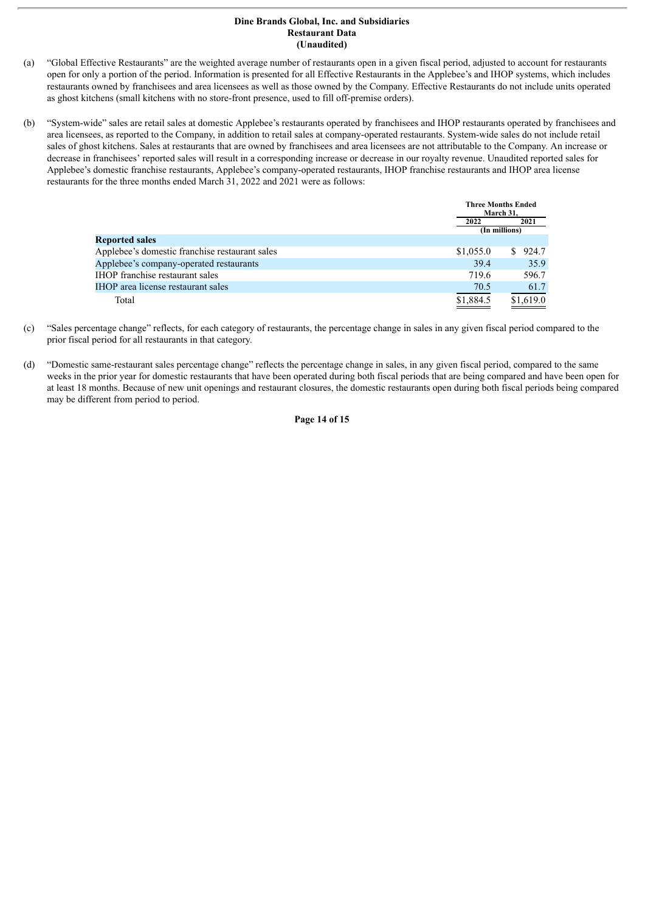**Dine Brands Global, Inc. and Subsidiaries**
**Restaurant Data**
**(Unaudited)**

(a) "Global Effective Restaurants" are the weighted average number of restaurants open in a given fiscal period, adjusted to account for restaurants open for only a portion of the period. Information is presented for all Effective Restaurants in the Applebee's and IHOP systems, which includes restaurants owned by franchisees and area licensees as well as those owned by the Company. Effective Restaurants do not include units operated as ghost kitchens (small kitchens with no store-front presence, used to fill off-premise orders).

(b) "System-wide" sales are retail sales at domestic Applebee's restaurants operated by franchisees and IHOP restaurants operated by franchisees and area licensees, as reported to the Company, in addition to retail sales at company-operated restaurants. System-wide sales do not include retail sales of ghost kitchens. Sales at restaurants that are owned by franchisees and area licensees are not attributable to the Company. An increase or decrease in franchisees' reported sales will result in a corresponding increase or decrease in our royalty revenue. Unaudited reported sales for Applebee's domestic franchise restaurants, Applebee's company-operated restaurants, IHOP franchise restaurants and IHOP area license restaurants for the three months ended March 31, 2022 and 2021 were as follows:

| | Three Months Ended March 31, | |
|---|---|---|
| | 2022 | 2021 |
| | (In millions) | |
| **Reported sales** | | |
| Applebee's domestic franchise restaurant sales | $1,055.0 | $ 924.7 |
| Applebee's company-operated restaurants | 39.4 | 35.9 |
| IHOP franchise restaurant sales | 719.6 | 596.7 |
| IHOP area license restaurant sales | 70.5 | 61.7 |
| Total | $1,884.5 | $1,619.0 |

(c) "Sales percentage change" reflects, for each category of restaurants, the percentage change in sales in any given fiscal period compared to the prior fiscal period for all restaurants in that category.

(d) "Domestic same-restaurant sales percentage change" reflects the percentage change in sales, in any given fiscal period, compared to the same weeks in the prior year for domestic restaurants that have been operated during both fiscal periods that are being compared and have been open for at least 18 months. Because of new unit openings and restaurant closures, the domestic restaurants open during both fiscal periods being compared may be different from period to period.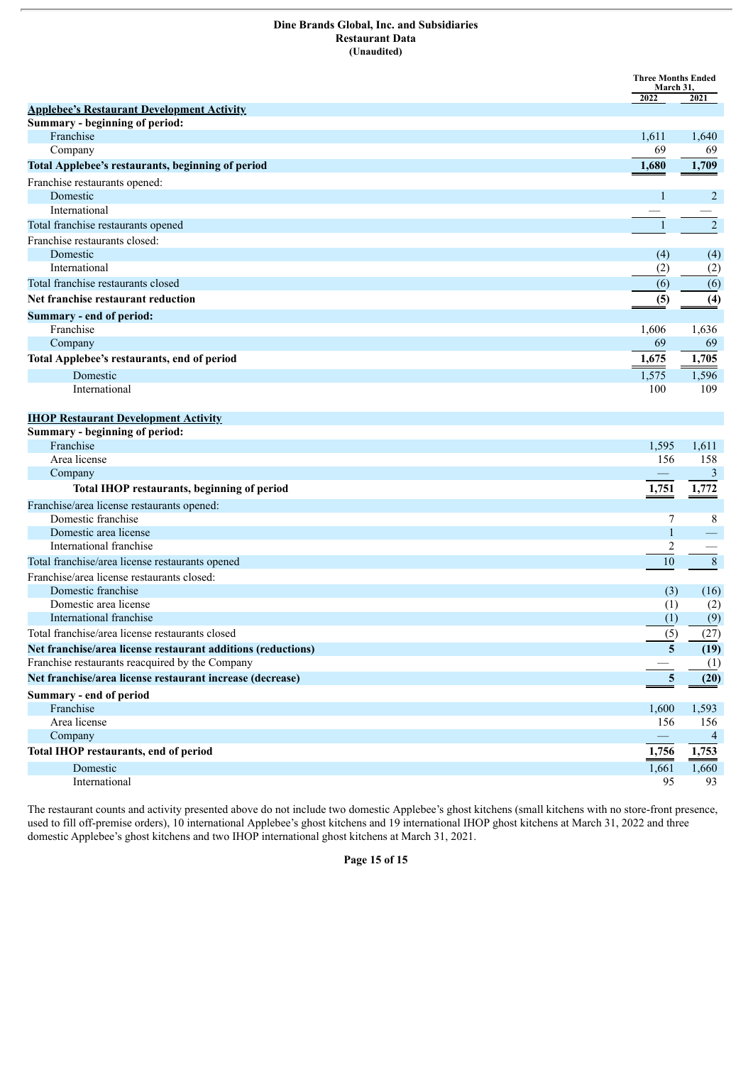**Dine Brands Global, Inc. and Subsidiaries**
**Restaurant Data**
**(Unaudited)**

| | Three Months Ended March 31, | |
|---|---|---|
| | 2022 | 2021 |
| **Applebee's Restaurant Development Activity** | | |
| **Summary - beginning of period:** | | |
| Franchise | 1,611 | 1,640 |
| Company | 69 | 69 |
| **Total Applebee's restaurants, beginning of period** | **1,680** | **1,709** |
| Franchise restaurants opened: | | |
| Domestic | 1 | 2 |
| International | — | — |
| Total franchise restaurants opened | 1 | 2 |
| Franchise restaurants closed: | | |
| Domestic | (4) | (4) |
| International | (2) | (2) |
| Total franchise restaurants closed | (6) | (6) |
| **Net franchise restaurant reduction** | **(5)** | **(4)** |
| **Summary - end of period:** | | |
| Franchise | 1,606 | 1,636 |
| Company | 69 | 69 |
| **Total Applebee's restaurants, end of period** | **1,675** | **1,705** |
| Domestic | 1,575 | 1,596 |
| International | 100 | 109 |
| | | |
| **IHOP Restaurant Development Activity** | | |
| **Summary - beginning of period:** | | |
| Franchise | 1,595 | 1,611 |
| Area license | 156 | 158 |
| Company | — | 3 |
| **Total IHOP restaurants, beginning of period** | **1,751** | **1,772** |
| Franchise/area license restaurants opened: | | |
| Domestic franchise | 7 | 8 |
| Domestic area license | 1 | — |
| International franchise | 2 | — |
| Total franchise/area license restaurants opened | 10 | 8 |
| Franchise/area license restaurants closed: | | |
| Domestic franchise | (3) | (16) |
| Domestic area license | (1) | (2) |
| International franchise | (1) | (9) |
| Total franchise/area license restaurants closed | (5) | (27) |
| **Net franchise/area license restaurant additions (reductions)** | **5** | **(19)** |
| Franchise restaurants reacquired by the Company | — | (1) |
| **Net franchise/area license restaurant increase (decrease)** | **5** | **(20)** |
| **Summary - end of period** | | |
| Franchise | 1,600 | 1,593 |
| Area license | 156 | 156 |
| Company | — | 4 |
| **Total IHOP restaurants, end of period** | **1,756** | **1,753** |
| Domestic | 1,661 | 1,660 |
| International | 95 | 93 |

The restaurant counts and activity presented above do not include two domestic Applebee's ghost kitchens (small kitchens with no store-front presence, used to fill off-premise orders), 10 international Applebee's ghost kitchens and 19 international IHOP ghost kitchens at March 31, 2022 and three domestic Applebee's ghost kitchens and two IHOP international ghost kitchens at March 31, 2021.